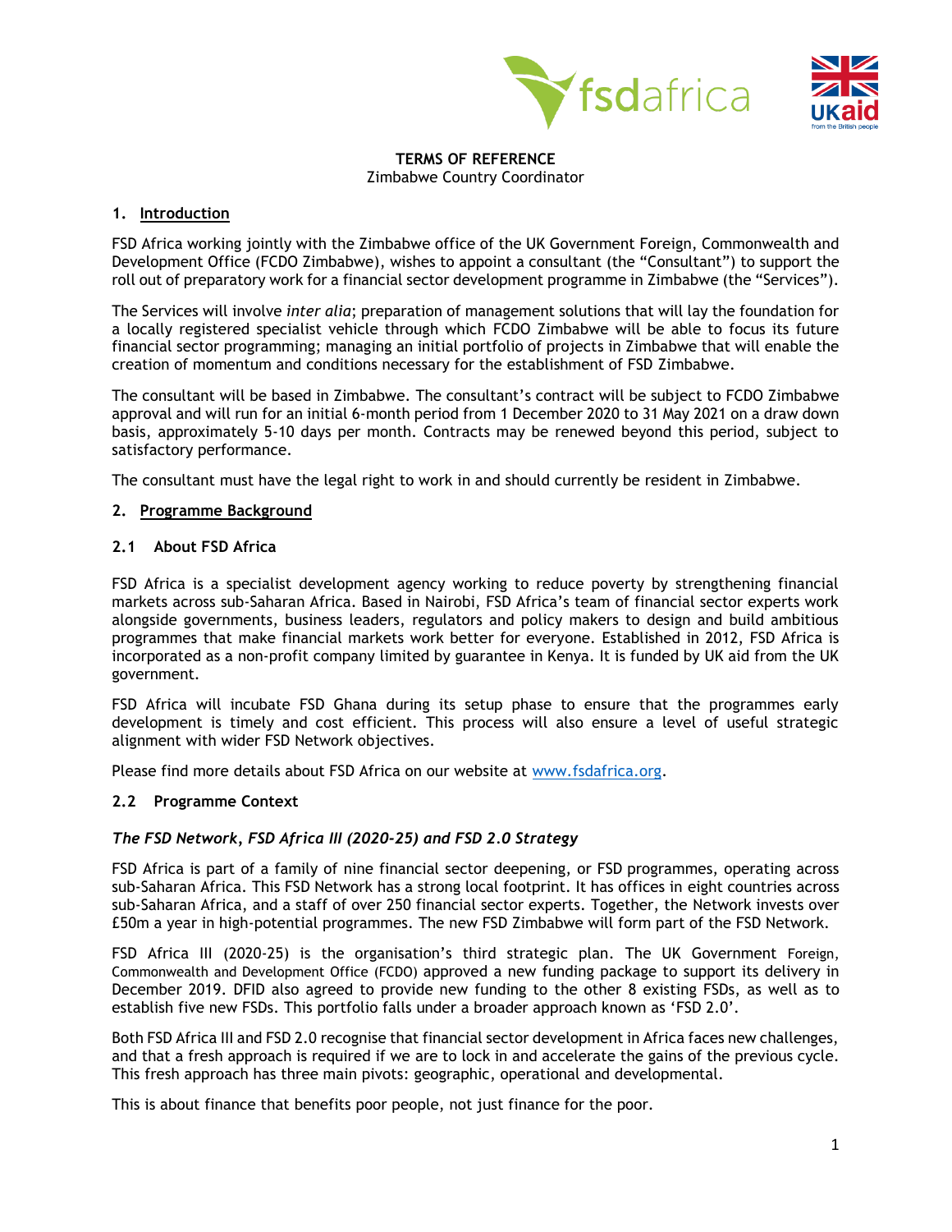**TERMS OF REFERENCE**
Zimbabwe Country Coordinator

## 1. Introduction

FSD Africa working jointly with the Zimbabwe office of the UK Government Foreign, Commonwealth and Development Office (FCDO Zimbabwe), wishes to appoint a consultant (the "Consultant") to support the roll out of preparatory work for a financial sector development programme in Zimbabwe (the "Services").

The Services will involve *inter alia*; preparation of management solutions that will lay the foundation for a locally registered specialist vehicle through which FCDO Zimbabwe will be able to focus its future financial sector programming; managing an initial portfolio of projects in Zimbabwe that will enable the creation of momentum and conditions necessary for the establishment of FSD Zimbabwe.

The consultant will be based in Zimbabwe. The consultant's contract will be subject to FCDO Zimbabwe approval and will run for an initial 6-month period from 1 December 2020 to 31 May 2021 on a draw down basis, approximately 5-10 days per month. Contracts may be renewed beyond this period, subject to satisfactory performance.

The consultant must have the legal right to work in and should currently be resident in Zimbabwe.

## 2. Programme Background

### 2.1 About FSD Africa

FSD Africa is a specialist development agency working to reduce poverty by strengthening financial markets across sub-Saharan Africa. Based in Nairobi, FSD Africa's team of financial sector experts work alongside governments, business leaders, regulators and policy makers to design and build ambitious programmes that make financial markets work better for everyone. Established in 2012, FSD Africa is incorporated as a non-profit company limited by guarantee in Kenya. It is funded by UK aid from the UK government.

FSD Africa will incubate FSD Ghana during its setup phase to ensure that the programmes early development is timely and cost efficient. This process will also ensure a level of useful strategic alignment with wider FSD Network objectives.

Please find more details about FSD Africa on our website at www.fsdafrica.org.

### 2.2 Programme Context

***The FSD Network, FSD Africa III (2020-25) and FSD 2.0 Strategy***

FSD Africa is part of a family of nine financial sector deepening, or FSD programmes, operating across sub-Saharan Africa. This FSD Network has a strong local footprint. It has offices in eight countries across sub-Saharan Africa, and a staff of over 250 financial sector experts. Together, the Network invests over £50m a year in high-potential programmes. The new FSD Zimbabwe will form part of the FSD Network.

FSD Africa III (2020-25) is the organisation's third strategic plan. The UK Government Foreign, Commonwealth and Development Office (FCDO) approved a new funding package to support its delivery in December 2019. DFID also agreed to provide new funding to the other 8 existing FSDs, as well as to establish five new FSDs. This portfolio falls under a broader approach known as 'FSD 2.0'.

Both FSD Africa III and FSD 2.0 recognise that financial sector development in Africa faces new challenges, and that a fresh approach is required if we are to lock in and accelerate the gains of the previous cycle. This fresh approach has three main pivots: geographic, operational and developmental.

This is about finance that benefits poor people, not just finance for the poor.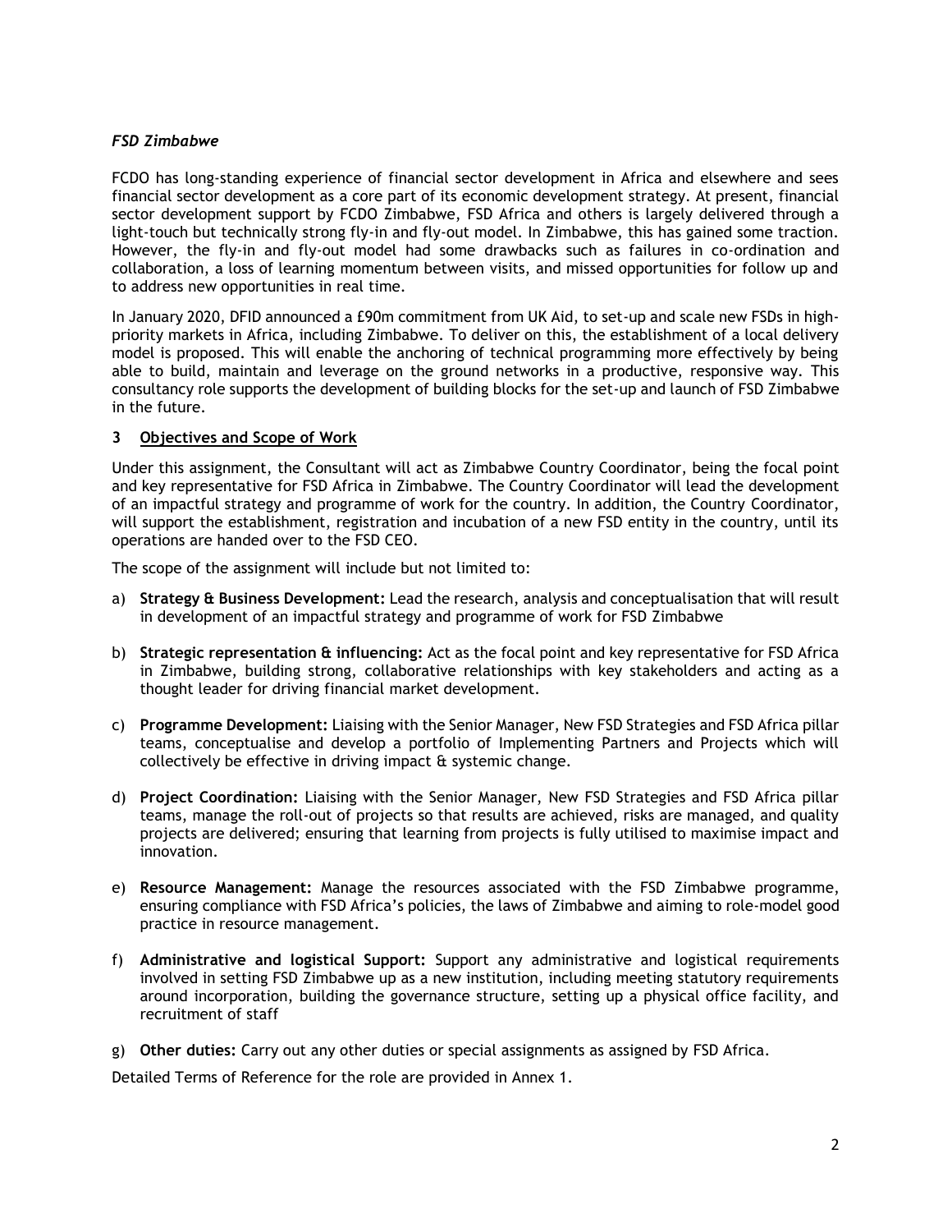### *FSD Zimbabwe*

FCDO has long-standing experience of financial sector development in Africa and elsewhere and sees financial sector development as a core part of its economic development strategy. At present, financial sector development support by FCDO Zimbabwe, FSD Africa and others is largely delivered through a light-touch but technically strong fly-in and fly-out model. In Zimbabwe, this has gained some traction. However, the fly-in and fly-out model had some drawbacks such as failures in co-ordination and collaboration, a loss of learning momentum between visits, and missed opportunities for follow up and to address new opportunities in real time.

In January 2020, DFID announced a £90m commitment from UK Aid, to set-up and scale new FSDs in high-priority markets in Africa, including Zimbabwe. To deliver on this, the establishment of a local delivery model is proposed. This will enable the anchoring of technical programming more effectively by being able to build, maintain and leverage on the ground networks in a productive, responsive way. This consultancy role supports the development of building blocks for the set-up and launch of FSD Zimbabwe in the future.

## 3 Objectives and Scope of Work

Under this assignment, the Consultant will act as Zimbabwe Country Coordinator, being the focal point and key representative for FSD Africa in Zimbabwe. The Country Coordinator will lead the development of an impactful strategy and programme of work for the country. In addition, the Country Coordinator, will support the establishment, registration and incubation of a new FSD entity in the country, until its operations are handed over to the FSD CEO.

The scope of the assignment will include but not limited to:

a) **Strategy & Business Development:** Lead the research, analysis and conceptualisation that will result in development of an impactful strategy and programme of work for FSD Zimbabwe

b) **Strategic representation & influencing:** Act as the focal point and key representative for FSD Africa in Zimbabwe, building strong, collaborative relationships with key stakeholders and acting as a thought leader for driving financial market development.

c) **Programme Development:** Liaising with the Senior Manager, New FSD Strategies and FSD Africa pillar teams, conceptualise and develop a portfolio of Implementing Partners and Projects which will collectively be effective in driving impact & systemic change.

d) **Project Coordination:** Liaising with the Senior Manager, New FSD Strategies and FSD Africa pillar teams, manage the roll-out of projects so that results are achieved, risks are managed, and quality projects are delivered; ensuring that learning from projects is fully utilised to maximise impact and innovation.

e) **Resource Management:** Manage the resources associated with the FSD Zimbabwe programme, ensuring compliance with FSD Africa's policies, the laws of Zimbabwe and aiming to role-model good practice in resource management.

f) **Administrative and logistical Support:** Support any administrative and logistical requirements involved in setting FSD Zimbabwe up as a new institution, including meeting statutory requirements around incorporation, building the governance structure, setting up a physical office facility, and recruitment of staff

g) **Other duties:** Carry out any other duties or special assignments as assigned by FSD Africa.

Detailed Terms of Reference for the role are provided in Annex 1.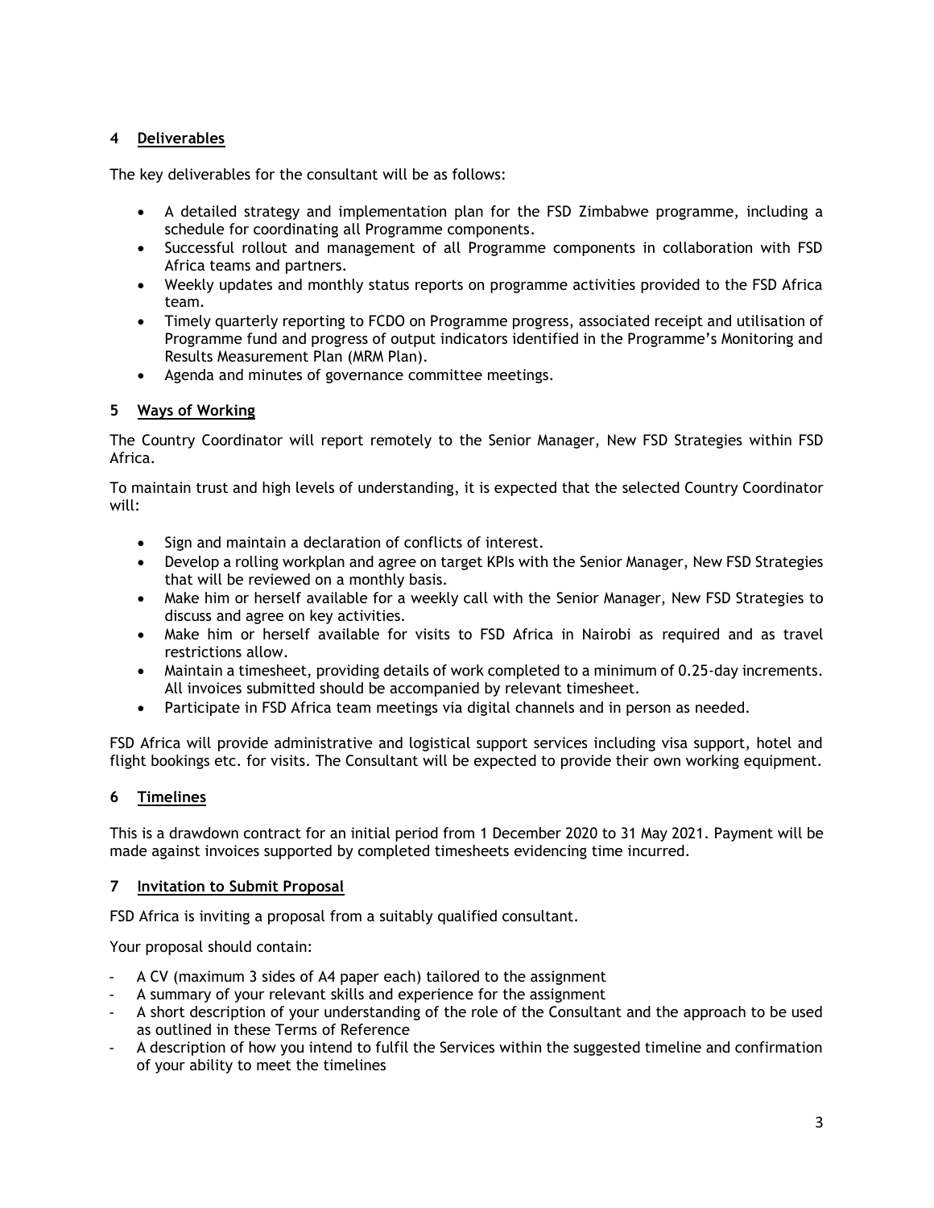## 4 Deliverables

The key deliverables for the consultant will be as follows:

- A detailed strategy and implementation plan for the FSD Zimbabwe programme, including a schedule for coordinating all Programme components.
- Successful rollout and management of all Programme components in collaboration with FSD Africa teams and partners.
- Weekly updates and monthly status reports on programme activities provided to the FSD Africa team.
- Timely quarterly reporting to FCDO on Programme progress, associated receipt and utilisation of Programme fund and progress of output indicators identified in the Programme's Monitoring and Results Measurement Plan (MRM Plan).
- Agenda and minutes of governance committee meetings.

## 5 Ways of Working

The Country Coordinator will report remotely to the Senior Manager, New FSD Strategies within FSD Africa.

To maintain trust and high levels of understanding, it is expected that the selected Country Coordinator will:

- Sign and maintain a declaration of conflicts of interest.
- Develop a rolling workplan and agree on target KPIs with the Senior Manager, New FSD Strategies that will be reviewed on a monthly basis.
- Make him or herself available for a weekly call with the Senior Manager, New FSD Strategies to discuss and agree on key activities.
- Make him or herself available for visits to FSD Africa in Nairobi as required and as travel restrictions allow.
- Maintain a timesheet, providing details of work completed to a minimum of 0.25-day increments. All invoices submitted should be accompanied by relevant timesheet.
- Participate in FSD Africa team meetings via digital channels and in person as needed.

FSD Africa will provide administrative and logistical support services including visa support, hotel and flight bookings etc. for visits. The Consultant will be expected to provide their own working equipment.

## 6 Timelines

This is a drawdown contract for an initial period from 1 December 2020 to 31 May 2021. Payment will be made against invoices supported by completed timesheets evidencing time incurred.

## 7 Invitation to Submit Proposal

FSD Africa is inviting a proposal from a suitably qualified consultant.

Your proposal should contain:

- A CV (maximum 3 sides of A4 paper each) tailored to the assignment
- A summary of your relevant skills and experience for the assignment
- A short description of your understanding of the role of the Consultant and the approach to be used as outlined in these Terms of Reference
- A description of how you intend to fulfil the Services within the suggested timeline and confirmation of your ability to meet the timelines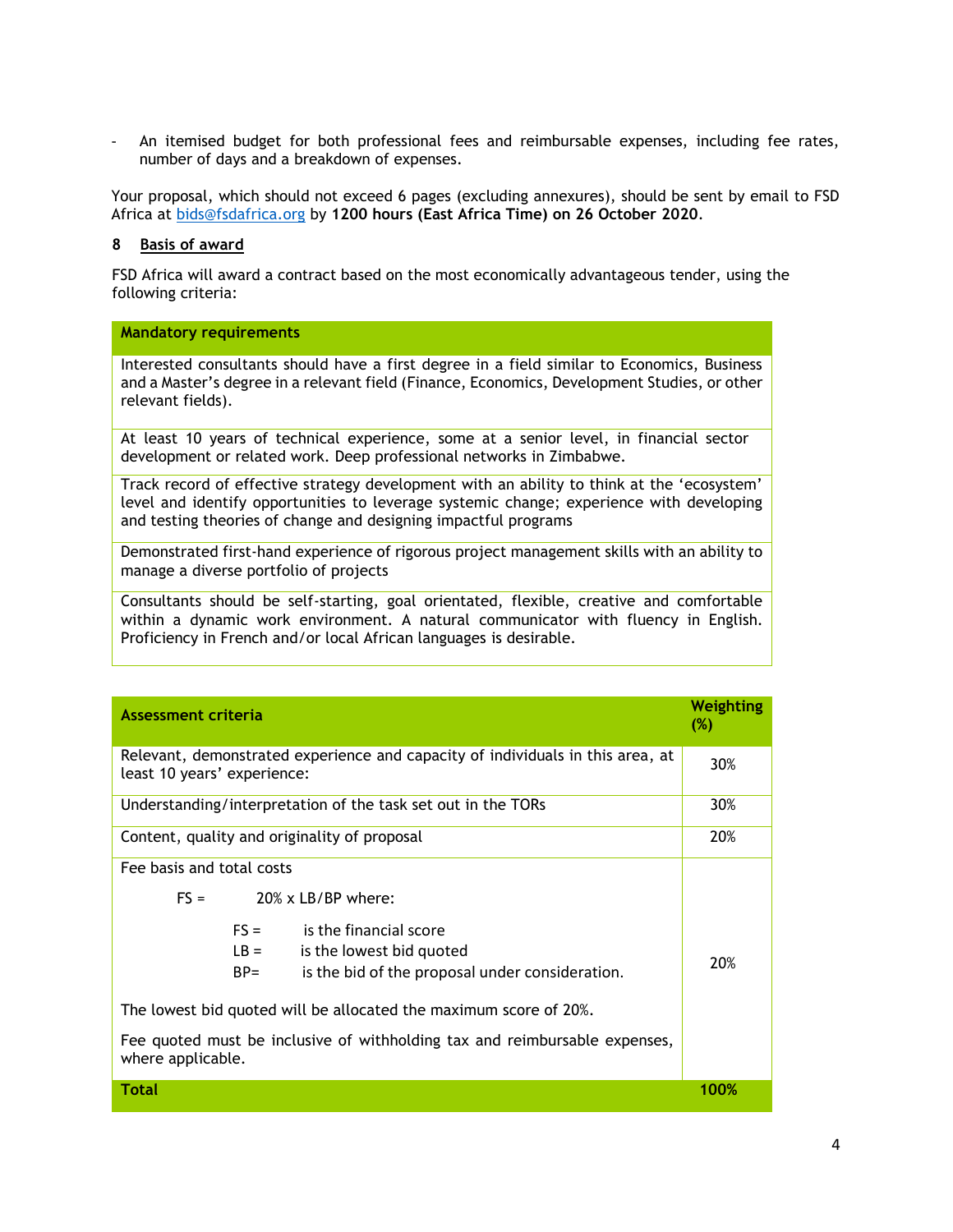- An itemised budget for both professional fees and reimbursable expenses, including fee rates, number of days and a breakdown of expenses.

Your proposal, which should not exceed 6 pages (excluding annexures), should be sent by email to FSD Africa at bids@fsdafrica.org by **1200 hours (East Africa Time) on 26 October 2020**.

## 8 Basis of award

FSD Africa will award a contract based on the most economically advantageous tender, using the following criteria:

| **Mandatory requirements** |
|---|
| Interested consultants should have a first degree in a field similar to Economics, Business and a Master's degree in a relevant field (Finance, Economics, Development Studies, or other relevant fields). |
| At least 10 years of technical experience, some at a senior level, in financial sector development or related work. Deep professional networks in Zimbabwe. |
| Track record of effective strategy development with an ability to think at the 'ecosystem' level and identify opportunities to leverage systemic change; experience with developing and testing theories of change and designing impactful programs |
| Demonstrated first-hand experience of rigorous project management skills with an ability to manage a diverse portfolio of projects |
| Consultants should be self-starting, goal orientated, flexible, creative and comfortable within a dynamic work environment. A natural communicator with fluency in English. Proficiency in French and/or local African languages is desirable. |

| **Assessment criteria** | **Weighting (%)** |
|---|---|
| Relevant, demonstrated experience and capacity of individuals in this area, at least 10 years' experience: | 30% |
| Understanding/interpretation of the task set out in the TORs | 30% |
| Content, quality and originality of proposal | 20% |
| Fee basis and total costs<br><br>FS = 20% x LB/BP where:<br><br>FS = is the financial score<br>LB = is the lowest bid quoted<br>BP= is the bid of the proposal under consideration.<br><br>The lowest bid quoted will be allocated the maximum score of 20%.<br><br>Fee quoted must be inclusive of withholding tax and reimbursable expenses, where applicable. | 20% |
| **Total** | **100%** |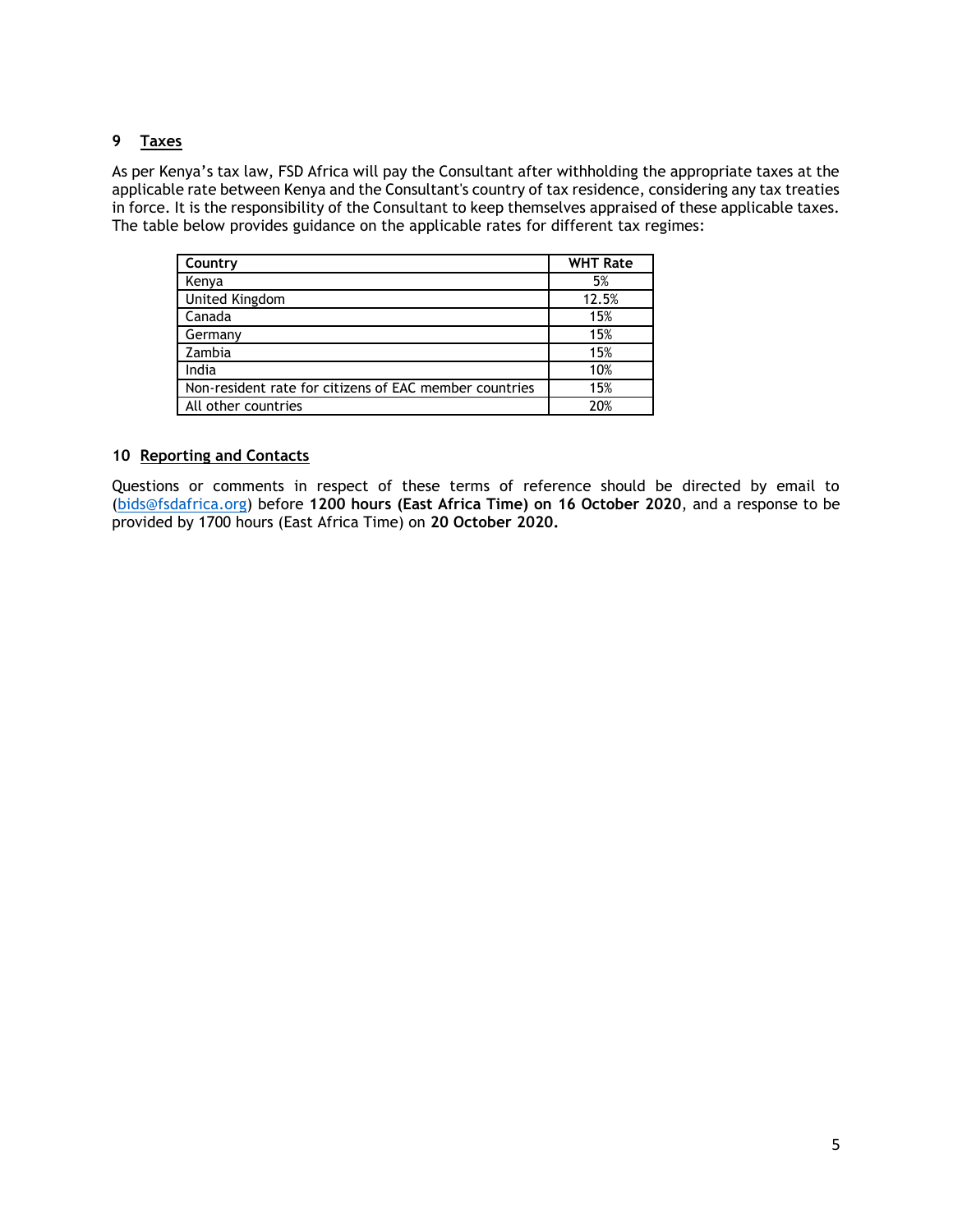## 9 Taxes

As per Kenya's tax law, FSD Africa will pay the Consultant after withholding the appropriate taxes at the applicable rate between Kenya and the Consultant's country of tax residence, considering any tax treaties in force. It is the responsibility of the Consultant to keep themselves appraised of these applicable taxes. The table below provides guidance on the applicable rates for different tax regimes:

| Country | WHT Rate |
|---|---|
| Kenya | 5% |
| United Kingdom | 12.5% |
| Canada | 15% |
| Germany | 15% |
| Zambia | 15% |
| India | 10% |
| Non-resident rate for citizens of EAC member countries | 15% |
| All other countries | 20% |

## 10 Reporting and Contacts

Questions or comments in respect of these terms of reference should be directed by email to (bids@fsdafrica.org) before **1200 hours (East Africa Time) on 16 October 2020**, and a response to be provided by 1700 hours (East Africa Time) on **20 October 2020.**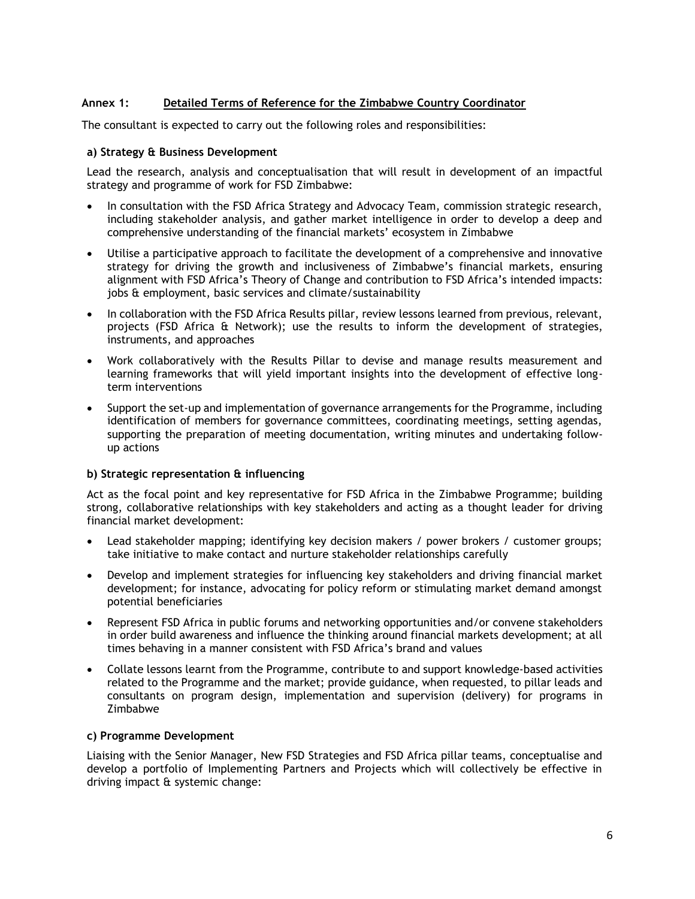## Annex 1: Detailed Terms of Reference for the Zimbabwe Country Coordinator

The consultant is expected to carry out the following roles and responsibilities:

### a) Strategy & Business Development

Lead the research, analysis and conceptualisation that will result in development of an impactful strategy and programme of work for FSD Zimbabwe:

- In consultation with the FSD Africa Strategy and Advocacy Team, commission strategic research, including stakeholder analysis, and gather market intelligence in order to develop a deep and comprehensive understanding of the financial markets' ecosystem in Zimbabwe
- Utilise a participative approach to facilitate the development of a comprehensive and innovative strategy for driving the growth and inclusiveness of Zimbabwe's financial markets, ensuring alignment with FSD Africa's Theory of Change and contribution to FSD Africa's intended impacts: jobs & employment, basic services and climate/sustainability
- In collaboration with the FSD Africa Results pillar, review lessons learned from previous, relevant, projects (FSD Africa & Network); use the results to inform the development of strategies, instruments, and approaches
- Work collaboratively with the Results Pillar to devise and manage results measurement and learning frameworks that will yield important insights into the development of effective long-term interventions
- Support the set-up and implementation of governance arrangements for the Programme, including identification of members for governance committees, coordinating meetings, setting agendas, supporting the preparation of meeting documentation, writing minutes and undertaking follow-up actions

### b) Strategic representation & influencing

Act as the focal point and key representative for FSD Africa in the Zimbabwe Programme; building strong, collaborative relationships with key stakeholders and acting as a thought leader for driving financial market development:

- Lead stakeholder mapping; identifying key decision makers / power brokers / customer groups; take initiative to make contact and nurture stakeholder relationships carefully
- Develop and implement strategies for influencing key stakeholders and driving financial market development; for instance, advocating for policy reform or stimulating market demand amongst potential beneficiaries
- Represent FSD Africa in public forums and networking opportunities and/or convene stakeholders in order build awareness and influence the thinking around financial markets development; at all times behaving in a manner consistent with FSD Africa's brand and values
- Collate lessons learnt from the Programme, contribute to and support knowledge-based activities related to the Programme and the market; provide guidance, when requested, to pillar leads and consultants on program design, implementation and supervision (delivery) for programs in Zimbabwe

### c) Programme Development

Liaising with the Senior Manager, New FSD Strategies and FSD Africa pillar teams, conceptualise and develop a portfolio of Implementing Partners and Projects which will collectively be effective in driving impact & systemic change: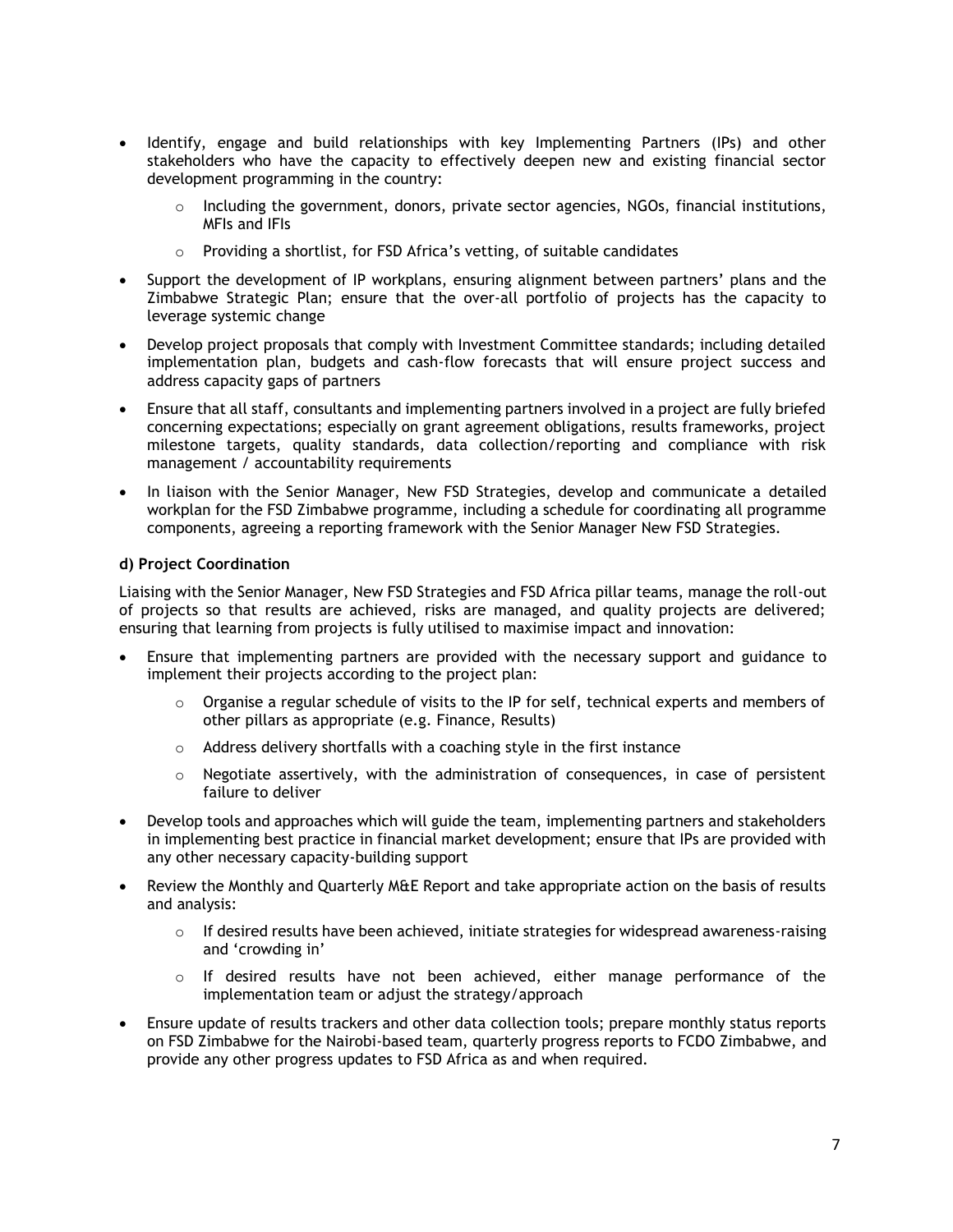- Identify, engage and build relationships with key Implementing Partners (IPs) and other stakeholders who have the capacity to effectively deepen new and existing financial sector development programming in the country:
    - Including the government, donors, private sector agencies, NGOs, financial institutions, MFIs and IFIs
    - Providing a shortlist, for FSD Africa's vetting, of suitable candidates
- Support the development of IP workplans, ensuring alignment between partners' plans and the Zimbabwe Strategic Plan; ensure that the over-all portfolio of projects has the capacity to leverage systemic change
- Develop project proposals that comply with Investment Committee standards; including detailed implementation plan, budgets and cash-flow forecasts that will ensure project success and address capacity gaps of partners
- Ensure that all staff, consultants and implementing partners involved in a project are fully briefed concerning expectations; especially on grant agreement obligations, results frameworks, project milestone targets, quality standards, data collection/reporting and compliance with risk management / accountability requirements
- In liaison with the Senior Manager, New FSD Strategies, develop and communicate a detailed workplan for the FSD Zimbabwe programme, including a schedule for coordinating all programme components, agreeing a reporting framework with the Senior Manager New FSD Strategies.

**d) Project Coordination**

Liaising with the Senior Manager, New FSD Strategies and FSD Africa pillar teams, manage the roll-out of projects so that results are achieved, risks are managed, and quality projects are delivered; ensuring that learning from projects is fully utilised to maximise impact and innovation:

- Ensure that implementing partners are provided with the necessary support and guidance to implement their projects according to the project plan:
    - Organise a regular schedule of visits to the IP for self, technical experts and members of other pillars as appropriate (e.g. Finance, Results)
    - Address delivery shortfalls with a coaching style in the first instance
    - Negotiate assertively, with the administration of consequences, in case of persistent failure to deliver
- Develop tools and approaches which will guide the team, implementing partners and stakeholders in implementing best practice in financial market development; ensure that IPs are provided with any other necessary capacity-building support
- Review the Monthly and Quarterly M&E Report and take appropriate action on the basis of results and analysis:
    - If desired results have been achieved, initiate strategies for widespread awareness-raising and 'crowding in'
    - If desired results have not been achieved, either manage performance of the implementation team or adjust the strategy/approach
- Ensure update of results trackers and other data collection tools; prepare monthly status reports on FSD Zimbabwe for the Nairobi-based team, quarterly progress reports to FCDO Zimbabwe, and provide any other progress updates to FSD Africa as and when required.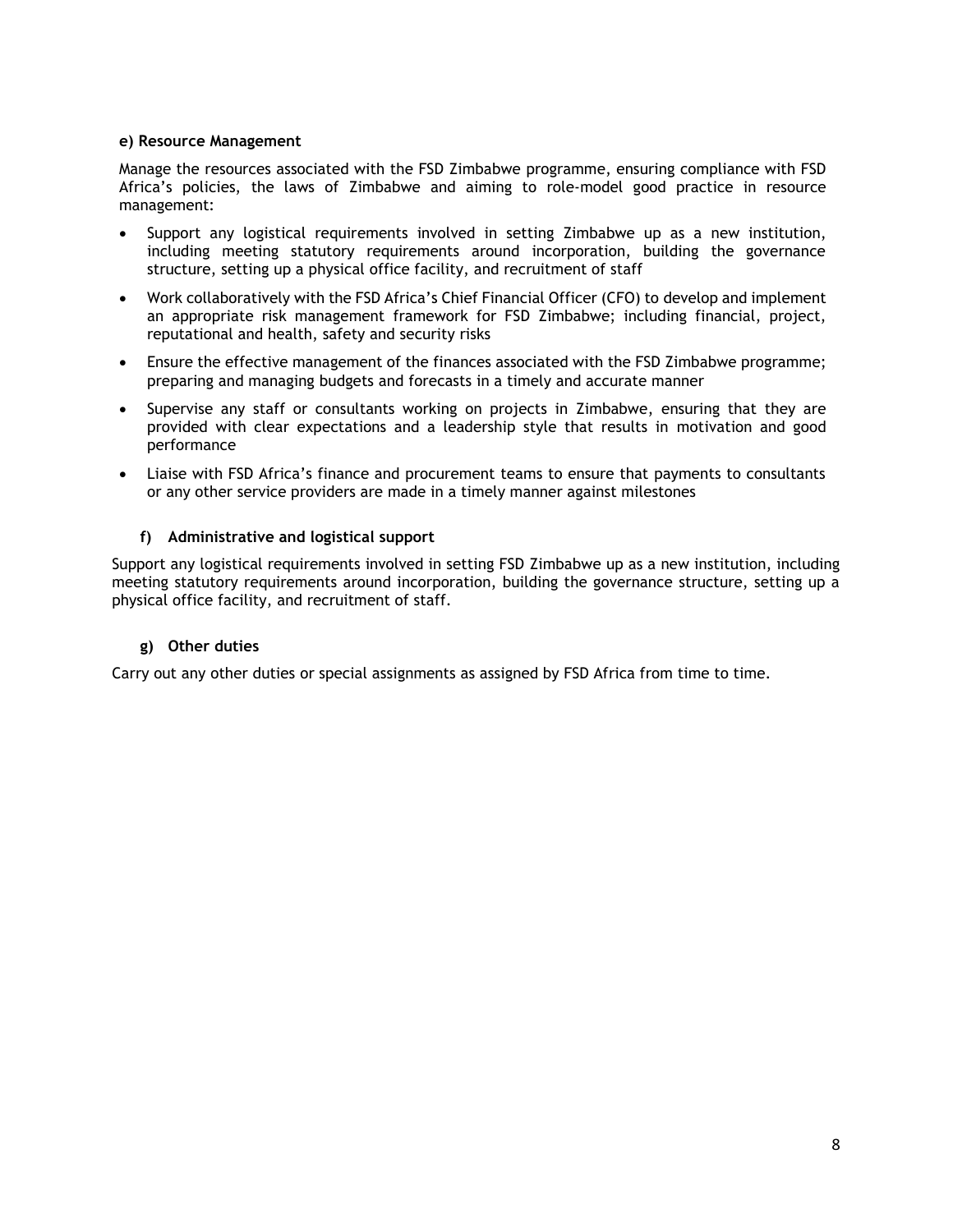**e) Resource Management**

Manage the resources associated with the FSD Zimbabwe programme, ensuring compliance with FSD Africa's policies, the laws of Zimbabwe and aiming to role-model good practice in resource management:

- Support any logistical requirements involved in setting Zimbabwe up as a new institution, including meeting statutory requirements around incorporation, building the governance structure, setting up a physical office facility, and recruitment of staff
- Work collaboratively with the FSD Africa's Chief Financial Officer (CFO) to develop and implement an appropriate risk management framework for FSD Zimbabwe; including financial, project, reputational and health, safety and security risks
- Ensure the effective management of the finances associated with the FSD Zimbabwe programme; preparing and managing budgets and forecasts in a timely and accurate manner
- Supervise any staff or consultants working on projects in Zimbabwe, ensuring that they are provided with clear expectations and a leadership style that results in motivation and good performance
- Liaise with FSD Africa's finance and procurement teams to ensure that payments to consultants or any other service providers are made in a timely manner against milestones

**f) Administrative and logistical support**

Support any logistical requirements involved in setting FSD Zimbabwe up as a new institution, including meeting statutory requirements around incorporation, building the governance structure, setting up a physical office facility, and recruitment of staff.

**g) Other duties**

Carry out any other duties or special assignments as assigned by FSD Africa from time to time.